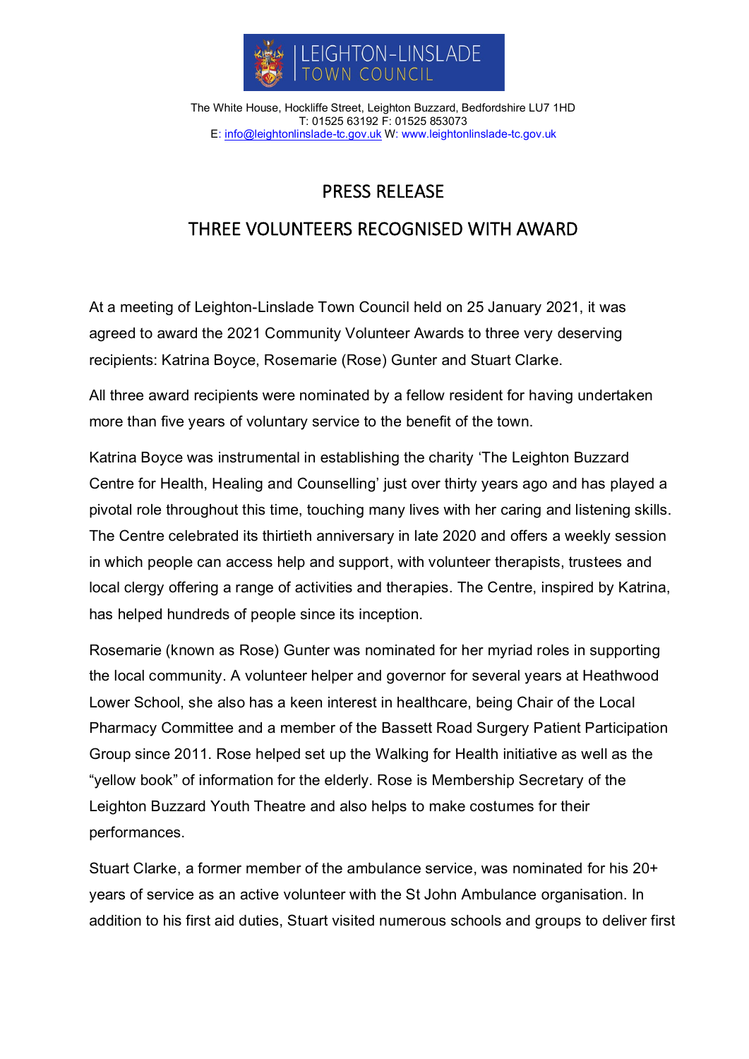LEIGHTON-LINSLADE TOWN COUNCIL

The White House, Hockliffe Street, Leighton Buzzard, Bedfordshire LU7 1HD
T: 01525 63192 F: 01525 853073
E: info@leightonlinslade-tc.gov.uk W: www.leightonlinslade-tc.gov.uk

# PRESS RELEASE

## THREE VOLUNTEERS RECOGNISED WITH AWARD

At a meeting of Leighton-Linslade Town Council held on 25 January 2021, it was agreed to award the 2021 Community Volunteer Awards to three very deserving recipients: Katrina Boyce, Rosemarie (Rose) Gunter and Stuart Clarke.

All three award recipients were nominated by a fellow resident for having undertaken more than five years of voluntary service to the benefit of the town.

Katrina Boyce was instrumental in establishing the charity 'The Leighton Buzzard Centre for Health, Healing and Counselling' just over thirty years ago and has played a pivotal role throughout this time, touching many lives with her caring and listening skills. The Centre celebrated its thirtieth anniversary in late 2020 and offers a weekly session in which people can access help and support, with volunteer therapists, trustees and local clergy offering a range of activities and therapies. The Centre, inspired by Katrina, has helped hundreds of people since its inception.

Rosemarie (known as Rose) Gunter was nominated for her myriad roles in supporting the local community. A volunteer helper and governor for several years at Heathwood Lower School, she also has a keen interest in healthcare, being Chair of the Local Pharmacy Committee and a member of the Bassett Road Surgery Patient Participation Group since 2011. Rose helped set up the Walking for Health initiative as well as the "yellow book" of information for the elderly. Rose is Membership Secretary of the Leighton Buzzard Youth Theatre and also helps to make costumes for their performances.

Stuart Clarke, a former member of the ambulance service, was nominated for his 20+ years of service as an active volunteer with the St John Ambulance organisation. In addition to his first aid duties, Stuart visited numerous schools and groups to deliver first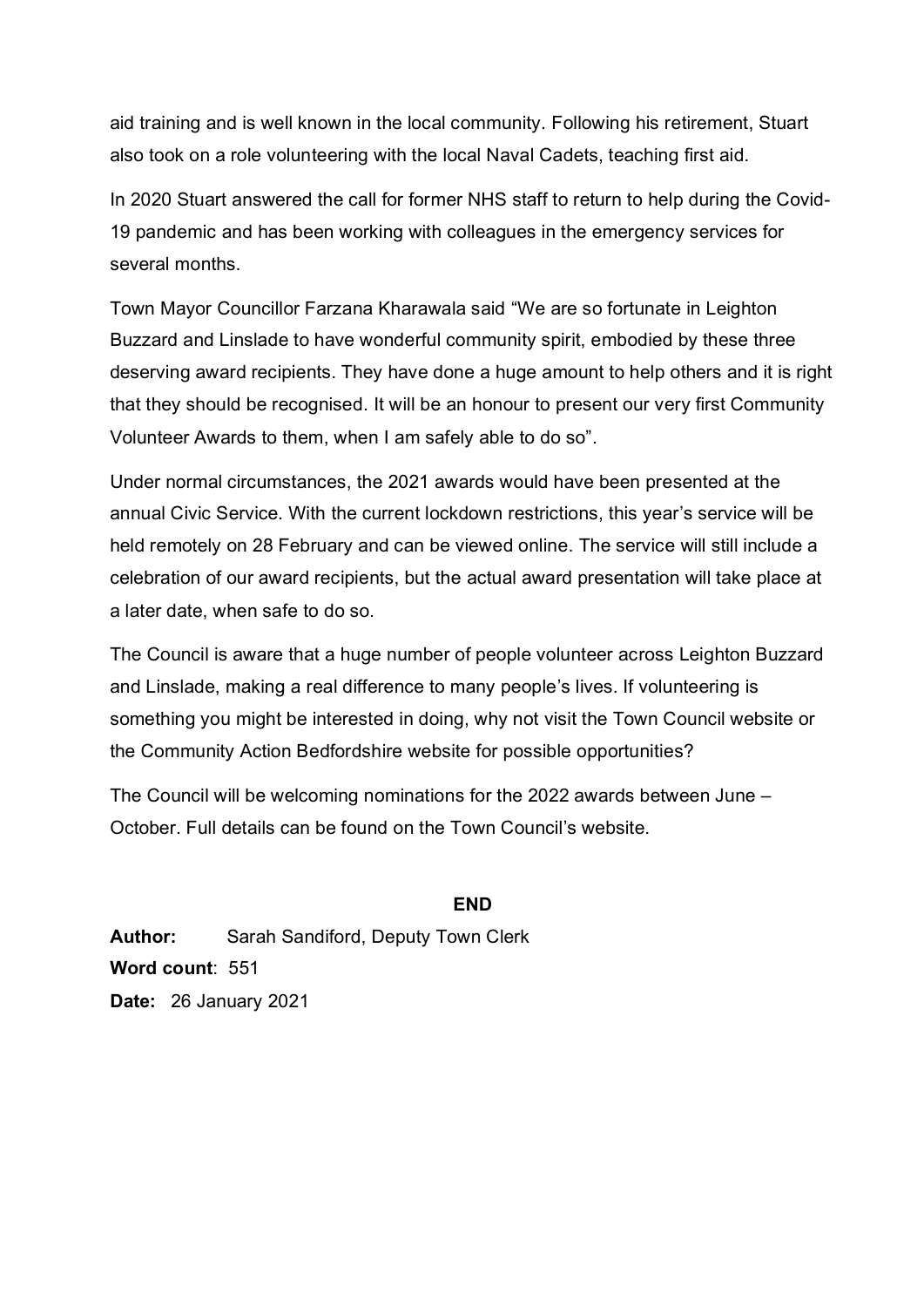aid training and is well known in the local community. Following his retirement, Stuart also took on a role volunteering with the local Naval Cadets, teaching first aid.

In 2020 Stuart answered the call for former NHS staff to return to help during the Covid-19 pandemic and has been working with colleagues in the emergency services for several months.

Town Mayor Councillor Farzana Kharawala said "We are so fortunate in Leighton Buzzard and Linslade to have wonderful community spirit, embodied by these three deserving award recipients. They have done a huge amount to help others and it is right that they should be recognised. It will be an honour to present our very first Community Volunteer Awards to them, when I am safely able to do so".

Under normal circumstances, the 2021 awards would have been presented at the annual Civic Service. With the current lockdown restrictions, this year's service will be held remotely on 28 February and can be viewed online. The service will still include a celebration of our award recipients, but the actual award presentation will take place at a later date, when safe to do so.

The Council is aware that a huge number of people volunteer across Leighton Buzzard and Linslade, making a real difference to many people's lives. If volunteering is something you might be interested in doing, why not visit the Town Council website or the Community Action Bedfordshire website for possible opportunities?

The Council will be welcoming nominations for the 2022 awards between June – October. Full details can be found on the Town Council's website.

**END**

**Author:** Sarah Sandiford, Deputy Town Clerk

**Word count**: 551

**Date:** 26 January 2021